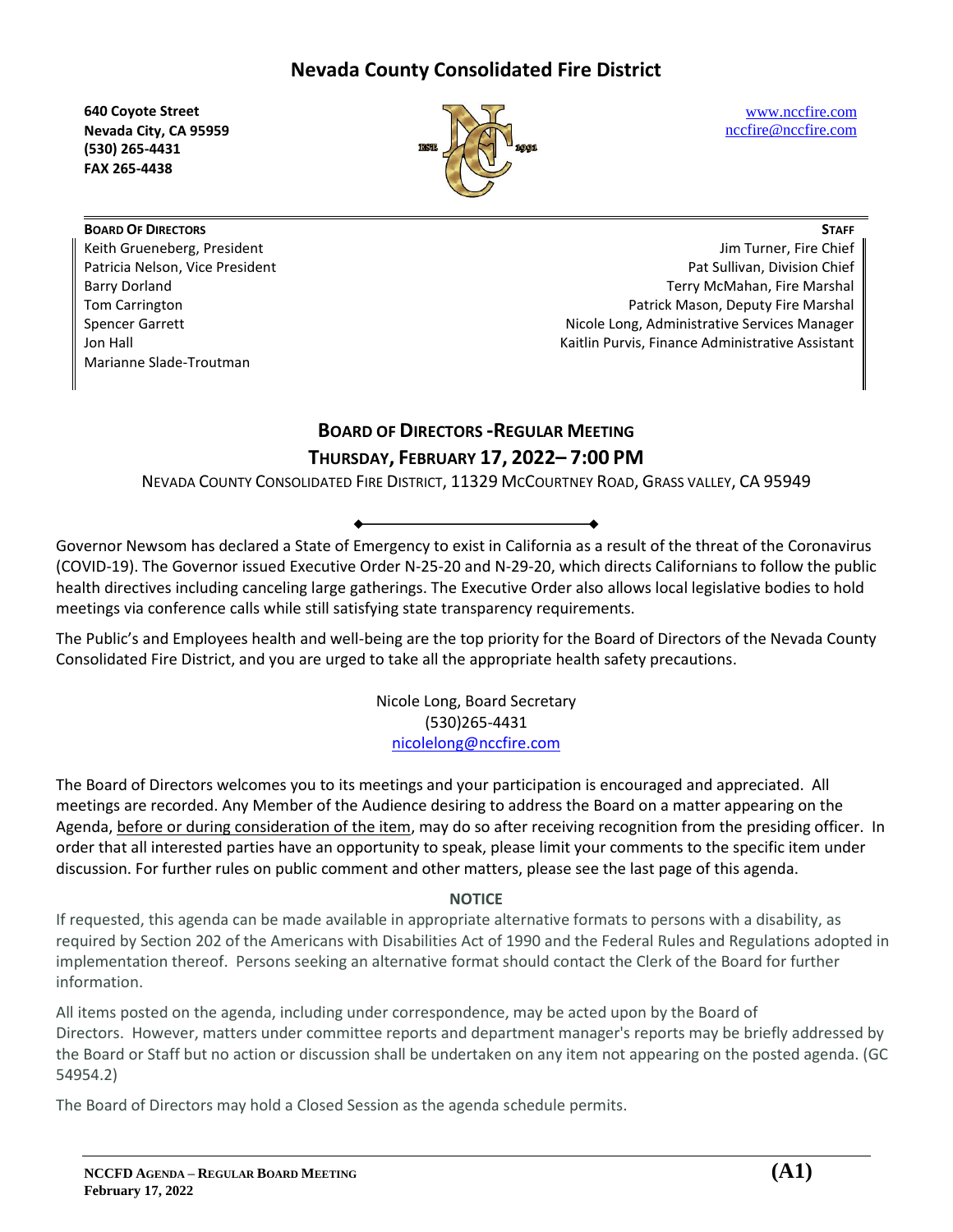# Nevada County Consolidated Fire District

**640 Coyote Street**
**Nevada City, CA 95959**
**(530) 265-4431**
**FAX 265-4438**

www.nccfire.com
nccfire@nccfire.com

**BOARD OF DIRECTORS**

Keith Grueneberg, President
Patricia Nelson, Vice President
Barry Dorland
Tom Carrington
Spencer Garrett
Jon Hall
Marianne Slade-Troutman

**STAFF**

Jim Turner, Fire Chief
Pat Sullivan, Division Chief
Terry McMahan, Fire Marshal
Patrick Mason, Deputy Fire Marshal
Nicole Long, Administrative Services Manager
Kaitlin Purvis, Finance Administrative Assistant

## BOARD OF DIRECTORS - REGULAR MEETING

## THURSDAY, FEBRUARY 17, 2022 – 7:00 PM

NEVADA COUNTY CONSOLIDATED FIRE DISTRICT, 11329 MCCOURTNEY ROAD, GRASS VALLEY, CA 95949

Governor Newsom has declared a State of Emergency to exist in California as a result of the threat of the Coronavirus (COVID-19). The Governor issued Executive Order N-25-20 and N-29-20, which directs Californians to follow the public health directives including canceling large gatherings. The Executive Order also allows local legislative bodies to hold meetings via conference calls while still satisfying state transparency requirements.

The Public's and Employees health and well-being are the top priority for the Board of Directors of the Nevada County Consolidated Fire District, and you are urged to take all the appropriate health safety precautions.

Nicole Long, Board Secretary
(530)265-4431
nicolelong@nccfire.com

The Board of Directors welcomes you to its meetings and your participation is encouraged and appreciated. All meetings are recorded. Any Member of the Audience desiring to address the Board on a matter appearing on the Agenda, before or during consideration of the item, may do so after receiving recognition from the presiding officer. In order that all interested parties have an opportunity to speak, please limit your comments to the specific item under discussion. For further rules on public comment and other matters, please see the last page of this agenda.

**NOTICE**

If requested, this agenda can be made available in appropriate alternative formats to persons with a disability, as required by Section 202 of the Americans with Disabilities Act of 1990 and the Federal Rules and Regulations adopted in implementation thereof. Persons seeking an alternative format should contact the Clerk of the Board for further information.

All items posted on the agenda, including under correspondence, may be acted upon by the Board of Directors. However, matters under committee reports and department manager's reports may be briefly addressed by the Board or Staff but no action or discussion shall be undertaken on any item not appearing on the posted agenda. (GC 54954.2)

The Board of Directors may hold a Closed Session as the agenda schedule permits.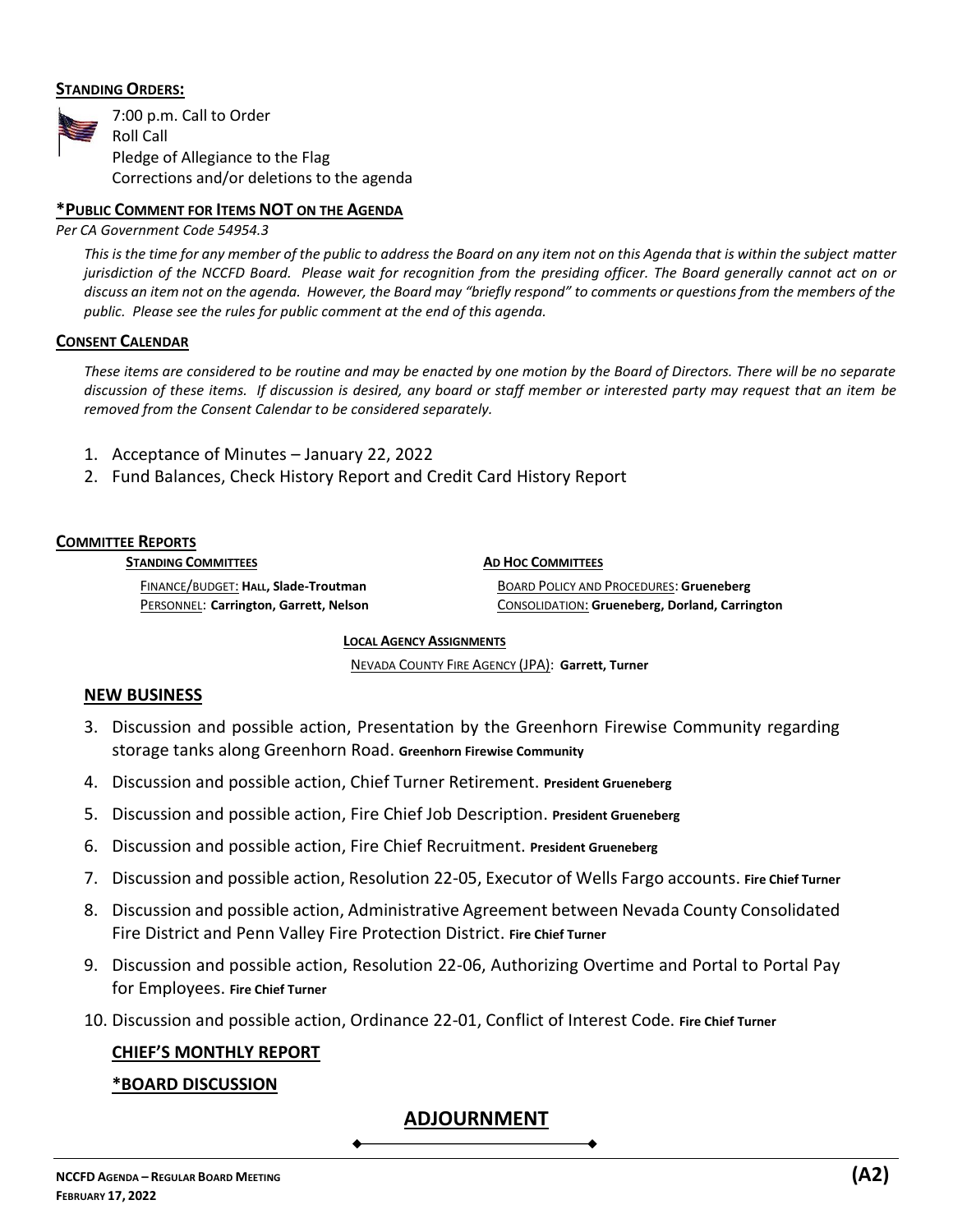## **STANDING ORDERS:**

7:00 p.m. Call to Order
Roll Call
Pledge of Allegiance to the Flag
Corrections and/or deletions to the agenda

### ***PUBLIC COMMENT FOR ITEMS NOT ON THE AGENDA**

*Per CA Government Code 54954.3*

*This is the time for any member of the public to address the Board on any item not on this Agenda that is within the subject matter jurisdiction of the NCCFD Board. Please wait for recognition from the presiding officer. The Board generally cannot act on or discuss an item not on the agenda. However, the Board may "briefly respond" to comments or questions from the members of the public. Please see the rules for public comment at the end of this agenda.*

### **CONSENT CALENDAR**

*These items are considered to be routine and may be enacted by one motion by the Board of Directors. There will be no separate discussion of these items. If discussion is desired, any board or staff member or interested party may request that an item be removed from the Consent Calendar to be considered separately.*

1. Acceptance of Minutes – January 22, 2022
2. Fund Balances, Check History Report and Credit Card History Report

### **COMMITTEE REPORTS**

**STANDING COMMITTEES**

FINANCE/BUDGET: **HALL, Slade-Troutman**
PERSONNEL: **Carrington, Garrett, Nelson**

**AD HOC COMMITTEES**

BOARD POLICY AND PROCEDURES: **Grueneberg**
CONSOLIDATION: **Grueneberg, Dorland, Carrington**

**LOCAL AGENCY ASSIGNMENTS**

NEVADA COUNTY FIRE AGENCY (JPA): **Garrett, Turner**

### **NEW BUSINESS**

3. Discussion and possible action, Presentation by the Greenhorn Firewise Community regarding storage tanks along Greenhorn Road. **Greenhorn Firewise Community**
4. Discussion and possible action, Chief Turner Retirement. **President Grueneberg**
5. Discussion and possible action, Fire Chief Job Description. **President Grueneberg**
6. Discussion and possible action, Fire Chief Recruitment. **President Grueneberg**
7. Discussion and possible action, Resolution 22-05, Executor of Wells Fargo accounts. **Fire Chief Turner**
8. Discussion and possible action, Administrative Agreement between Nevada County Consolidated Fire District and Penn Valley Fire Protection District. **Fire Chief Turner**
9. Discussion and possible action, Resolution 22-06, Authorizing Overtime and Portal to Portal Pay for Employees. **Fire Chief Turner**
10. Discussion and possible action, Ordinance 22-01, Conflict of Interest Code. **Fire Chief Turner**

### **CHIEF'S MONTHLY REPORT**

### ***BOARD DISCUSSION**

## **ADJOURNMENT**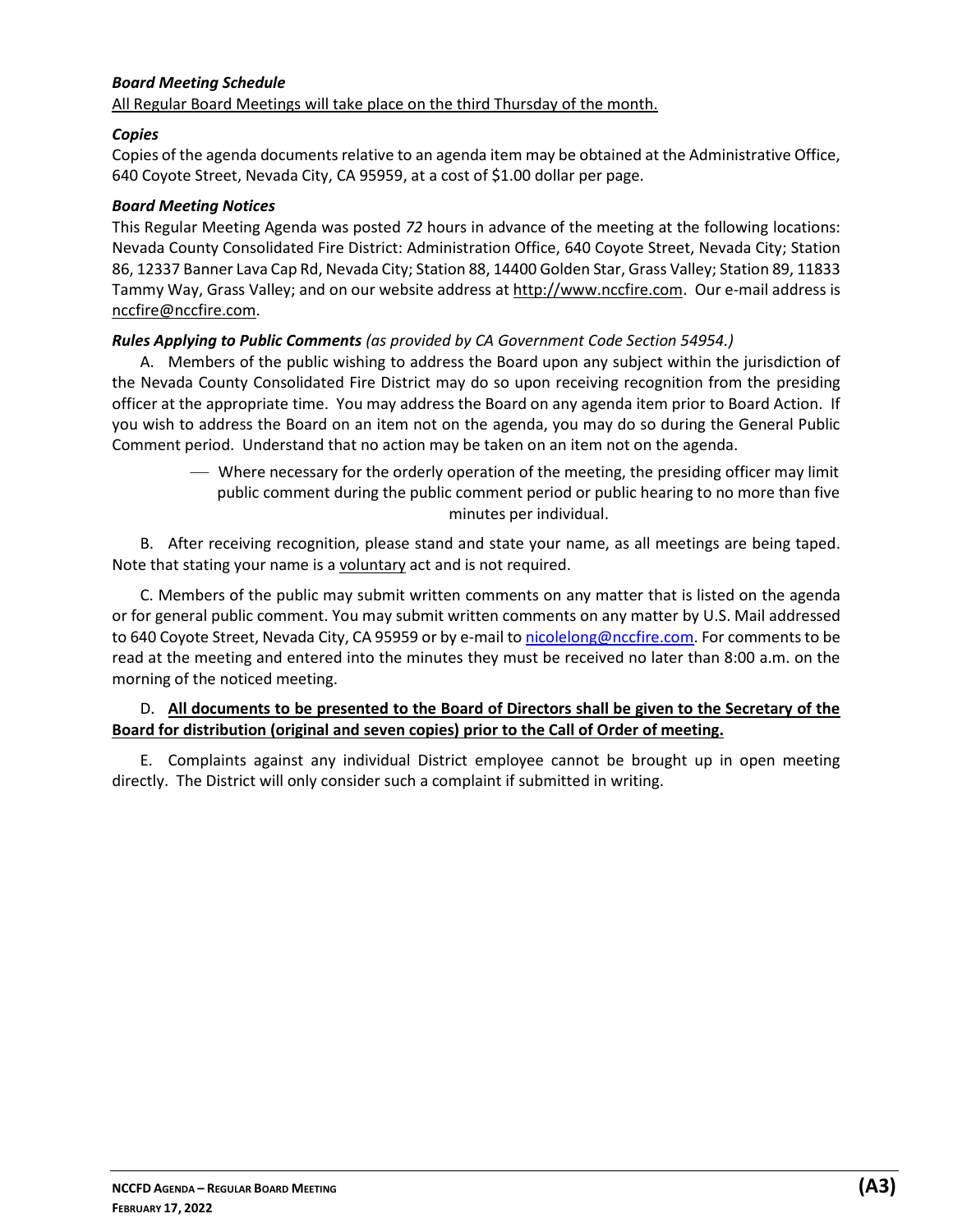***Board Meeting Schedule***

All Regular Board Meetings will take place on the third Thursday of the month.

***Copies***

Copies of the agenda documents relative to an agenda item may be obtained at the Administrative Office, 640 Coyote Street, Nevada City, CA 95959, at a cost of $1.00 dollar per page.

***Board Meeting Notices***

This Regular Meeting Agenda was posted *72* hours in advance of the meeting at the following locations: Nevada County Consolidated Fire District: Administration Office, 640 Coyote Street, Nevada City; Station 86, 12337 Banner Lava Cap Rd, Nevada City; Station 88, 14400 Golden Star, Grass Valley; Station 89, 11833 Tammy Way, Grass Valley; and on our website address at http://www.nccfire.com. Our e-mail address is nccfire@nccfire.com.

***Rules Applying to Public Comments*** *(as provided by CA Government Code Section 54954.)*

A. Members of the public wishing to address the Board upon any subject within the jurisdiction of the Nevada County Consolidated Fire District may do so upon receiving recognition from the presiding officer at the appropriate time. You may address the Board on any agenda item prior to Board Action. If you wish to address the Board on an item not on the agenda, you may do so during the General Public Comment period. Understand that no action may be taken on an item not on the agenda.

- Where necessary for the orderly operation of the meeting, the presiding officer may limit public comment during the public comment period or public hearing to no more than five minutes per individual.

B. After receiving recognition, please stand and state your name, as all meetings are being taped. Note that stating your name is a voluntary act and is not required.

C. Members of the public may submit written comments on any matter that is listed on the agenda or for general public comment. You may submit written comments on any matter by U.S. Mail addressed to 640 Coyote Street, Nevada City, CA 95959 or by e-mail to nicolelong@nccfire.com. For comments to be read at the meeting and entered into the minutes they must be received no later than 8:00 a.m. on the morning of the noticed meeting.

D. **All documents to be presented to the Board of Directors shall be given to the Secretary of the Board for distribution (original and seven copies) prior to the Call of Order of meeting.**

E. Complaints against any individual District employee cannot be brought up in open meeting directly. The District will only consider such a complaint if submitted in writing.